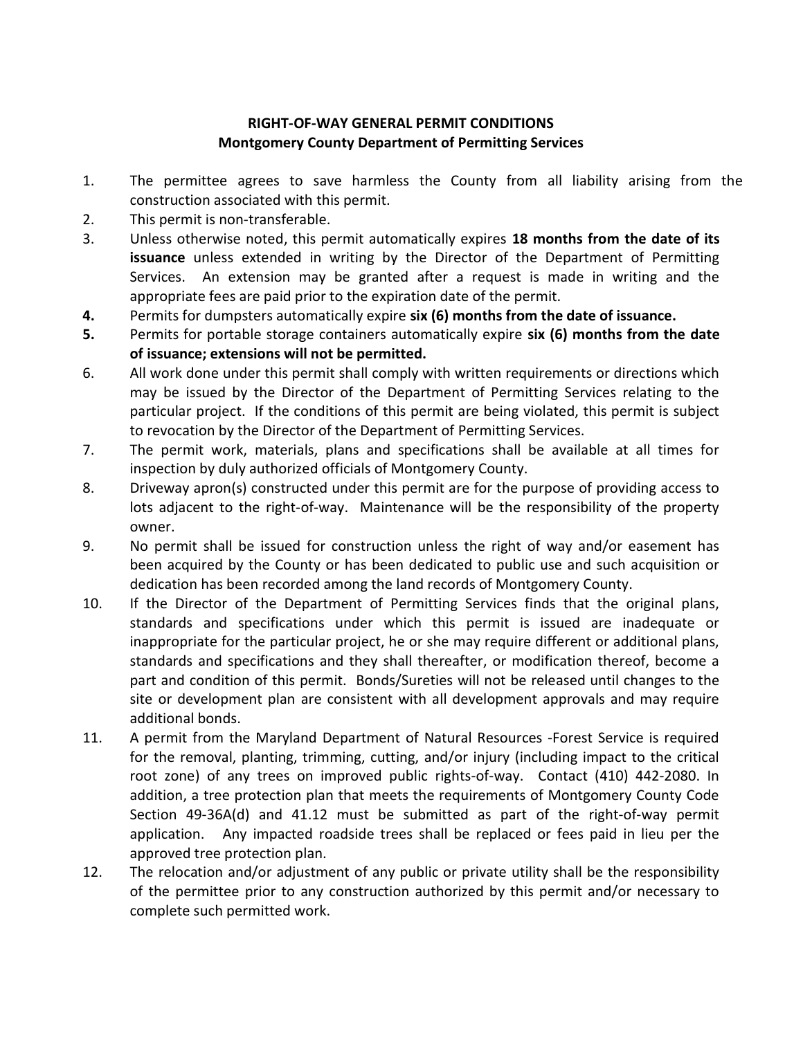**RIGHT-OF-WAY GENERAL PERMIT CONDITIONS**
**Montgomery County Department of Permitting Services**

1. The permittee agrees to save harmless the County from all liability arising from the construction associated with this permit.
2. This permit is non-transferable.
3. Unless otherwise noted, this permit automatically expires **18 months from the date of its issuance** unless extended in writing by the Director of the Department of Permitting Services. An extension may be granted after a request is made in writing and the appropriate fees are paid prior to the expiration date of the permit.
4. Permits for dumpsters automatically expire **six (6) months from the date of issuance.**
5. Permits for portable storage containers automatically expire **six (6) months from the date of issuance; extensions will not be permitted.**
6. All work done under this permit shall comply with written requirements or directions which may be issued by the Director of the Department of Permitting Services relating to the particular project. If the conditions of this permit are being violated, this permit is subject to revocation by the Director of the Department of Permitting Services.
7. The permit work, materials, plans and specifications shall be available at all times for inspection by duly authorized officials of Montgomery County.
8. Driveway apron(s) constructed under this permit are for the purpose of providing access to lots adjacent to the right-of-way. Maintenance will be the responsibility of the property owner.
9. No permit shall be issued for construction unless the right of way and/or easement has been acquired by the County or has been dedicated to public use and such acquisition or dedication has been recorded among the land records of Montgomery County.
10. If the Director of the Department of Permitting Services finds that the original plans, standards and specifications under which this permit is issued are inadequate or inappropriate for the particular project, he or she may require different or additional plans, standards and specifications and they shall thereafter, or modification thereof, become a part and condition of this permit. Bonds/Sureties will not be released until changes to the site or development plan are consistent with all development approvals and may require additional bonds.
11. A permit from the Maryland Department of Natural Resources -Forest Service is required for the removal, planting, trimming, cutting, and/or injury (including impact to the critical root zone) of any trees on improved public rights-of-way. Contact (410) 442-2080. In addition, a tree protection plan that meets the requirements of Montgomery County Code Section 49-36A(d) and 41.12 must be submitted as part of the right-of-way permit application. Any impacted roadside trees shall be replaced or fees paid in lieu per the approved tree protection plan.
12. The relocation and/or adjustment of any public or private utility shall be the responsibility of the permittee prior to any construction authorized by this permit and/or necessary to complete such permitted work.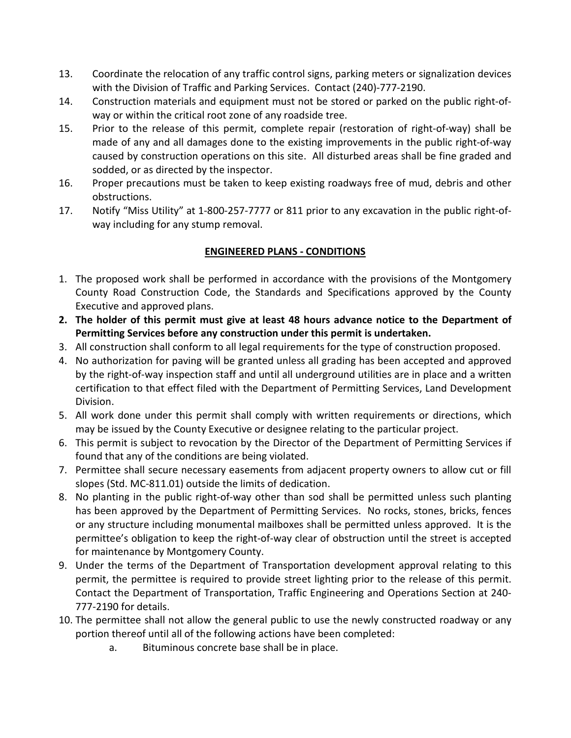13. Coordinate the relocation of any traffic control signs, parking meters or signalization devices with the Division of Traffic and Parking Services. Contact (240)-777-2190.
14. Construction materials and equipment must not be stored or parked on the public right-of-way or within the critical root zone of any roadside tree.
15. Prior to the release of this permit, complete repair (restoration of right-of-way) shall be made of any and all damages done to the existing improvements in the public right-of-way caused by construction operations on this site. All disturbed areas shall be fine graded and sodded, or as directed by the inspector.
16. Proper precautions must be taken to keep existing roadways free of mud, debris and other obstructions.
17. Notify "Miss Utility" at 1-800-257-7777 or 811 prior to any excavation in the public right-of-way including for any stump removal.

## <u>ENGINEERED PLANS - CONDITIONS</u>

1. The proposed work shall be performed in accordance with the provisions of the Montgomery County Road Construction Code, the Standards and Specifications approved by the County Executive and approved plans.
2. **The holder of this permit must give at least 48 hours advance notice to the Department of Permitting Services before any construction under this permit is undertaken.**
3. All construction shall conform to all legal requirements for the type of construction proposed.
4. No authorization for paving will be granted unless all grading has been accepted and approved by the right-of-way inspection staff and until all underground utilities are in place and a written certification to that effect filed with the Department of Permitting Services, Land Development Division.
5. All work done under this permit shall comply with written requirements or directions, which may be issued by the County Executive or designee relating to the particular project.
6. This permit is subject to revocation by the Director of the Department of Permitting Services if found that any of the conditions are being violated.
7. Permittee shall secure necessary easements from adjacent property owners to allow cut or fill slopes (Std. MC-811.01) outside the limits of dedication.
8. No planting in the public right-of-way other than sod shall be permitted unless such planting has been approved by the Department of Permitting Services. No rocks, stones, bricks, fences or any structure including monumental mailboxes shall be permitted unless approved. It is the permittee's obligation to keep the right-of-way clear of obstruction until the street is accepted for maintenance by Montgomery County.
9. Under the terms of the Department of Transportation development approval relating to this permit, the permittee is required to provide street lighting prior to the release of this permit. Contact the Department of Transportation, Traffic Engineering and Operations Section at 240-777-2190 for details.
10. The permittee shall not allow the general public to use the newly constructed roadway or any portion thereof until all of the following actions have been completed:
    a. Bituminous concrete base shall be in place.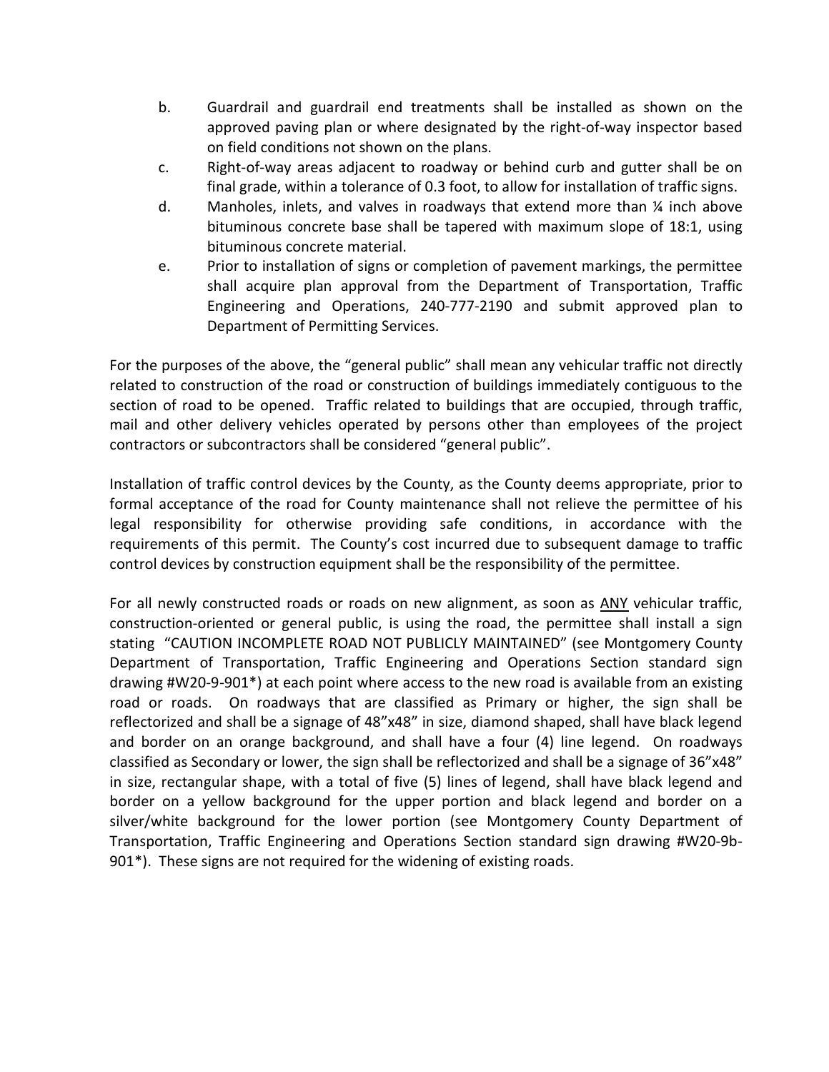b. Guardrail and guardrail end treatments shall be installed as shown on the approved paving plan or where designated by the right-of-way inspector based on field conditions not shown on the plans.

c. Right-of-way areas adjacent to roadway or behind curb and gutter shall be on final grade, within a tolerance of 0.3 foot, to allow for installation of traffic signs.

d. Manholes, inlets, and valves in roadways that extend more than ¼ inch above bituminous concrete base shall be tapered with maximum slope of 18:1, using bituminous concrete material.

e. Prior to installation of signs or completion of pavement markings, the permittee shall acquire plan approval from the Department of Transportation, Traffic Engineering and Operations, 240-777-2190 and submit approved plan to Department of Permitting Services.

For the purposes of the above, the "general public" shall mean any vehicular traffic not directly related to construction of the road or construction of buildings immediately contiguous to the section of road to be opened. Traffic related to buildings that are occupied, through traffic, mail and other delivery vehicles operated by persons other than employees of the project contractors or subcontractors shall be considered "general public".

Installation of traffic control devices by the County, as the County deems appropriate, prior to formal acceptance of the road for County maintenance shall not relieve the permittee of his legal responsibility for otherwise providing safe conditions, in accordance with the requirements of this permit. The County's cost incurred due to subsequent damage to traffic control devices by construction equipment shall be the responsibility of the permittee.

For all newly constructed roads or roads on new alignment, as soon as <u>ANY</u> vehicular traffic, construction-oriented or general public, is using the road, the permittee shall install a sign stating "CAUTION INCOMPLETE ROAD NOT PUBLICLY MAINTAINED" (see Montgomery County Department of Transportation, Traffic Engineering and Operations Section standard sign drawing #W20-9-901*) at each point where access to the new road is available from an existing road or roads. On roadways that are classified as Primary or higher, the sign shall be reflectorized and shall be a signage of 48"x48" in size, diamond shaped, shall have black legend and border on an orange background, and shall have a four (4) line legend. On roadways classified as Secondary or lower, the sign shall be reflectorized and shall be a signage of 36"x48" in size, rectangular shape, with a total of five (5) lines of legend, shall have black legend and border on a yellow background for the upper portion and black legend and border on a silver/white background for the lower portion (see Montgomery County Department of Transportation, Traffic Engineering and Operations Section standard sign drawing #W20-9b-901*). These signs are not required for the widening of existing roads.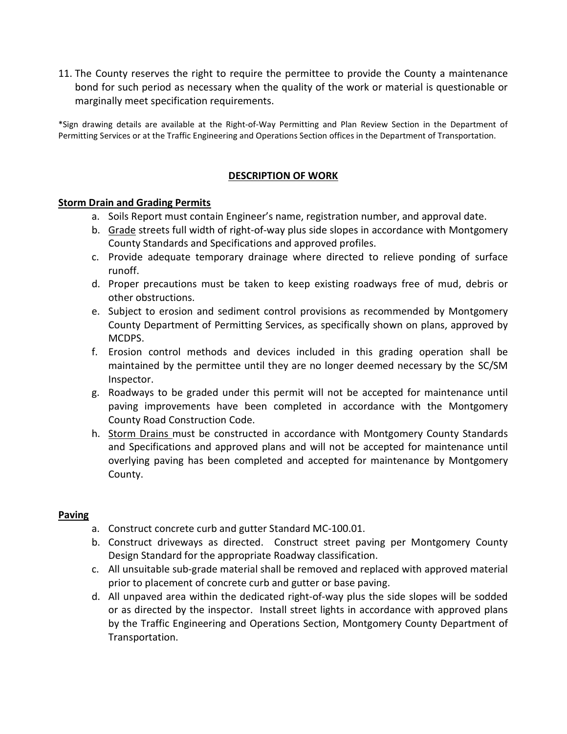11. The County reserves the right to require the permittee to provide the County a maintenance bond for such period as necessary when the quality of the work or material is questionable or marginally meet specification requirements.

*Sign drawing details are available at the Right-of-Way Permitting and Plan Review Section in the Department of Permitting Services or at the Traffic Engineering and Operations Section offices in the Department of Transportation.

## DESCRIPTION OF WORK

**Storm Drain and Grading Permits**

a. Soils Report must contain Engineer's name, registration number, and approval date.
b. Grade streets full width of right-of-way plus side slopes in accordance with Montgomery County Standards and Specifications and approved profiles.
c. Provide adequate temporary drainage where directed to relieve ponding of surface runoff.
d. Proper precautions must be taken to keep existing roadways free of mud, debris or other obstructions.
e. Subject to erosion and sediment control provisions as recommended by Montgomery County Department of Permitting Services, as specifically shown on plans, approved by MCDPS.
f. Erosion control methods and devices included in this grading operation shall be maintained by the permittee until they are no longer deemed necessary by the SC/SM Inspector.
g. Roadways to be graded under this permit will not be accepted for maintenance until paving improvements have been completed in accordance with the Montgomery County Road Construction Code.
h. Storm Drains must be constructed in accordance with Montgomery County Standards and Specifications and approved plans and will not be accepted for maintenance until overlying paving has been completed and accepted for maintenance by Montgomery County.

**Paving**

a. Construct concrete curb and gutter Standard MC-100.01.
b. Construct driveways as directed. Construct street paving per Montgomery County Design Standard for the appropriate Roadway classification.
c. All unsuitable sub-grade material shall be removed and replaced with approved material prior to placement of concrete curb and gutter or base paving.
d. All unpaved area within the dedicated right-of-way plus the side slopes will be sodded or as directed by the inspector. Install street lights in accordance with approved plans by the Traffic Engineering and Operations Section, Montgomery County Department of Transportation.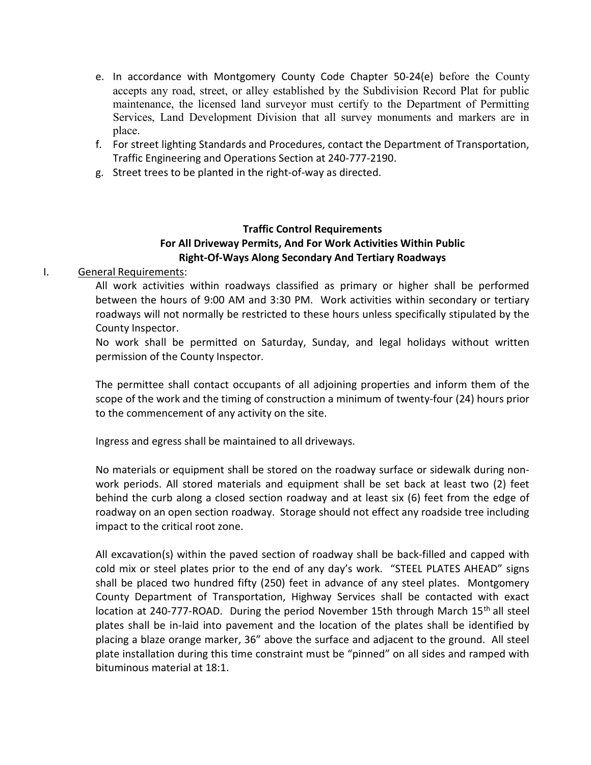e. In accordance with Montgomery County Code Chapter 50-24(e) before the County accepts any road, street, or alley established by the Subdivision Record Plat for public maintenance, the licensed land surveyor must certify to the Department of Permitting Services, Land Development Division that all survey monuments and markers are in place.
f. For street lighting Standards and Procedures, contact the Department of Transportation, Traffic Engineering and Operations Section at 240-777-2190.
g. Street trees to be planted in the right-of-way as directed.

**Traffic Control Requirements**
**For All Driveway Permits, And For Work Activities Within Public Right-Of-Ways Along Secondary And Tertiary Roadways**

I. General Requirements:

All work activities within roadways classified as primary or higher shall be performed between the hours of 9:00 AM and 3:30 PM. Work activities within secondary or tertiary roadways will not normally be restricted to these hours unless specifically stipulated by the County Inspector.

No work shall be permitted on Saturday, Sunday, and legal holidays without written permission of the County Inspector.

The permittee shall contact occupants of all adjoining properties and inform them of the scope of the work and the timing of construction a minimum of twenty-four (24) hours prior to the commencement of any activity on the site.

Ingress and egress shall be maintained to all driveways.

No materials or equipment shall be stored on the roadway surface or sidewalk during non-work periods. All stored materials and equipment shall be set back at least two (2) feet behind the curb along a closed section roadway and at least six (6) feet from the edge of roadway on an open section roadway. Storage should not effect any roadside tree including impact to the critical root zone.

All excavation(s) within the paved section of roadway shall be back-filled and capped with cold mix or steel plates prior to the end of any day's work. "STEEL PLATES AHEAD" signs shall be placed two hundred fifty (250) feet in advance of any steel plates. Montgomery County Department of Transportation, Highway Services shall be contacted with exact location at 240-777-ROAD. During the period November 15th through March 15th all steel plates shall be in-laid into pavement and the location of the plates shall be identified by placing a blaze orange marker, 36" above the surface and adjacent to the ground. All steel plate installation during this time constraint must be "pinned" on all sides and ramped with bituminous material at 18:1.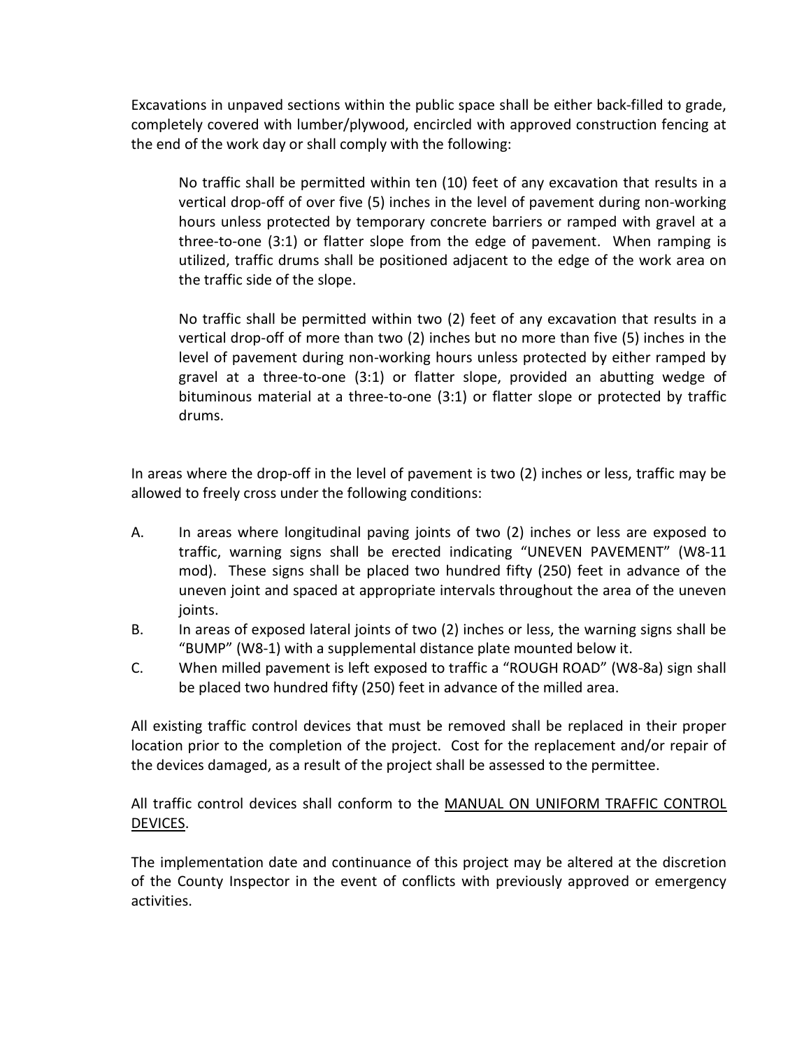Excavations in unpaved sections within the public space shall be either back-filled to grade, completely covered with lumber/plywood, encircled with approved construction fencing at the end of the work day or shall comply with the following:

> No traffic shall be permitted within ten (10) feet of any excavation that results in a vertical drop-off of over five (5) inches in the level of pavement during non-working hours unless protected by temporary concrete barriers or ramped with gravel at a three-to-one (3:1) or flatter slope from the edge of pavement. When ramping is utilized, traffic drums shall be positioned adjacent to the edge of the work area on the traffic side of the slope.
>
> No traffic shall be permitted within two (2) feet of any excavation that results in a vertical drop-off of more than two (2) inches but no more than five (5) inches in the level of pavement during non-working hours unless protected by either ramped by gravel at a three-to-one (3:1) or flatter slope, provided an abutting wedge of bituminous material at a three-to-one (3:1) or flatter slope or protected by traffic drums.

In areas where the drop-off in the level of pavement is two (2) inches or less, traffic may be allowed to freely cross under the following conditions:

A. In areas where longitudinal paving joints of two (2) inches or less are exposed to traffic, warning signs shall be erected indicating "UNEVEN PAVEMENT" (W8-11 mod). These signs shall be placed two hundred fifty (250) feet in advance of the uneven joint and spaced at appropriate intervals throughout the area of the uneven joints.

B. In areas of exposed lateral joints of two (2) inches or less, the warning signs shall be "BUMP" (W8-1) with a supplemental distance plate mounted below it.

C. When milled pavement is left exposed to traffic a "ROUGH ROAD" (W8-8a) sign shall be placed two hundred fifty (250) feet in advance of the milled area.

All existing traffic control devices that must be removed shall be replaced in their proper location prior to the completion of the project. Cost for the replacement and/or repair of the devices damaged, as a result of the project shall be assessed to the permittee.

All traffic control devices shall conform to the <u>MANUAL ON UNIFORM TRAFFIC CONTROL DEVICES</u>.

The implementation date and continuance of this project may be altered at the discretion of the County Inspector in the event of conflicts with previously approved or emergency activities.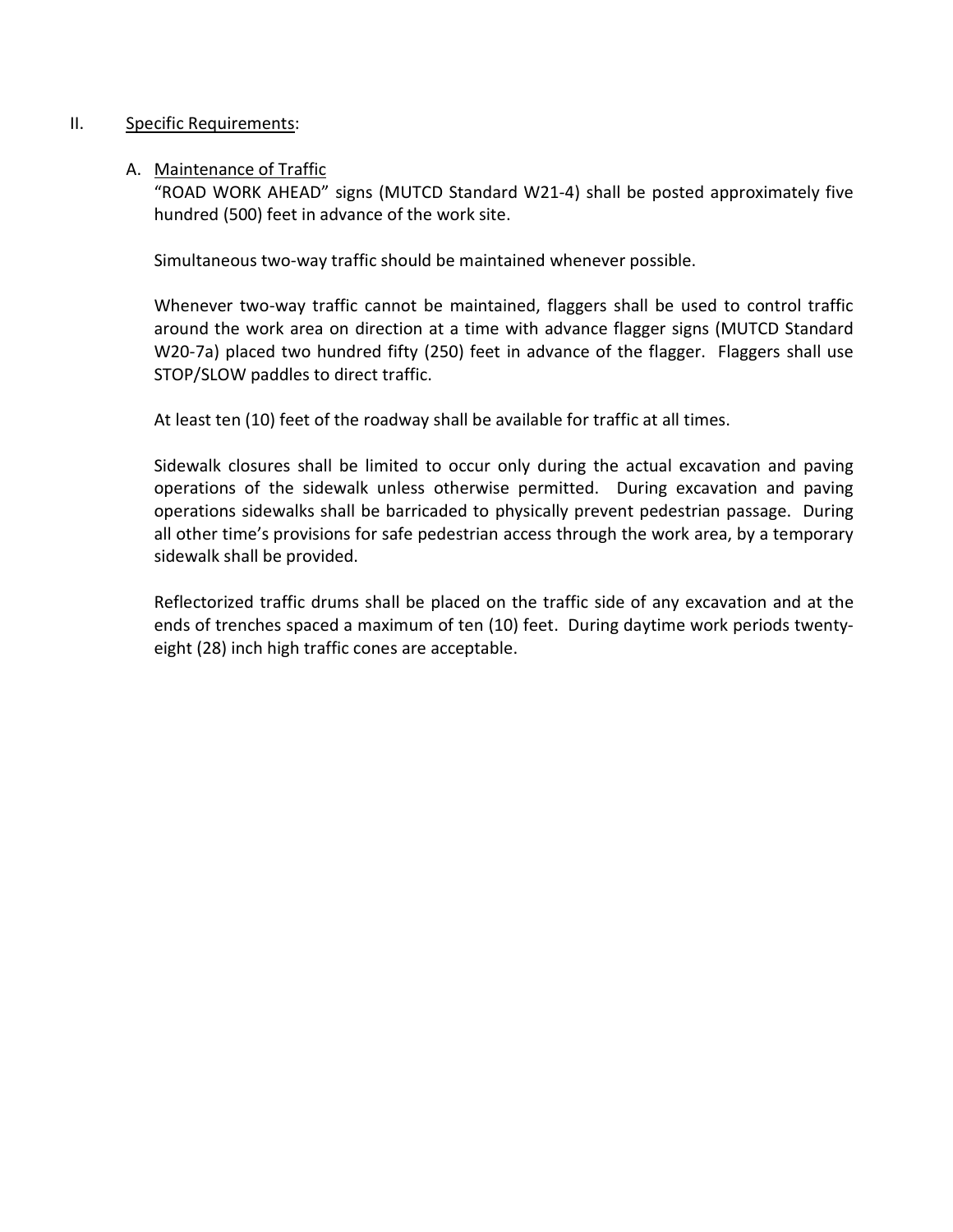## II. Specific Requirements:

### A. Maintenance of Traffic

"ROAD WORK AHEAD" signs (MUTCD Standard W21-4) shall be posted approximately five hundred (500) feet in advance of the work site.

Simultaneous two-way traffic should be maintained whenever possible.

Whenever two-way traffic cannot be maintained, flaggers shall be used to control traffic around the work area on direction at a time with advance flagger signs (MUTCD Standard W20-7a) placed two hundred fifty (250) feet in advance of the flagger. Flaggers shall use STOP/SLOW paddles to direct traffic.

At least ten (10) feet of the roadway shall be available for traffic at all times.

Sidewalk closures shall be limited to occur only during the actual excavation and paving operations of the sidewalk unless otherwise permitted. During excavation and paving operations sidewalks shall be barricaded to physically prevent pedestrian passage. During all other time's provisions for safe pedestrian access through the work area, by a temporary sidewalk shall be provided.

Reflectorized traffic drums shall be placed on the traffic side of any excavation and at the ends of trenches spaced a maximum of ten (10) feet. During daytime work periods twenty-eight (28) inch high traffic cones are acceptable.